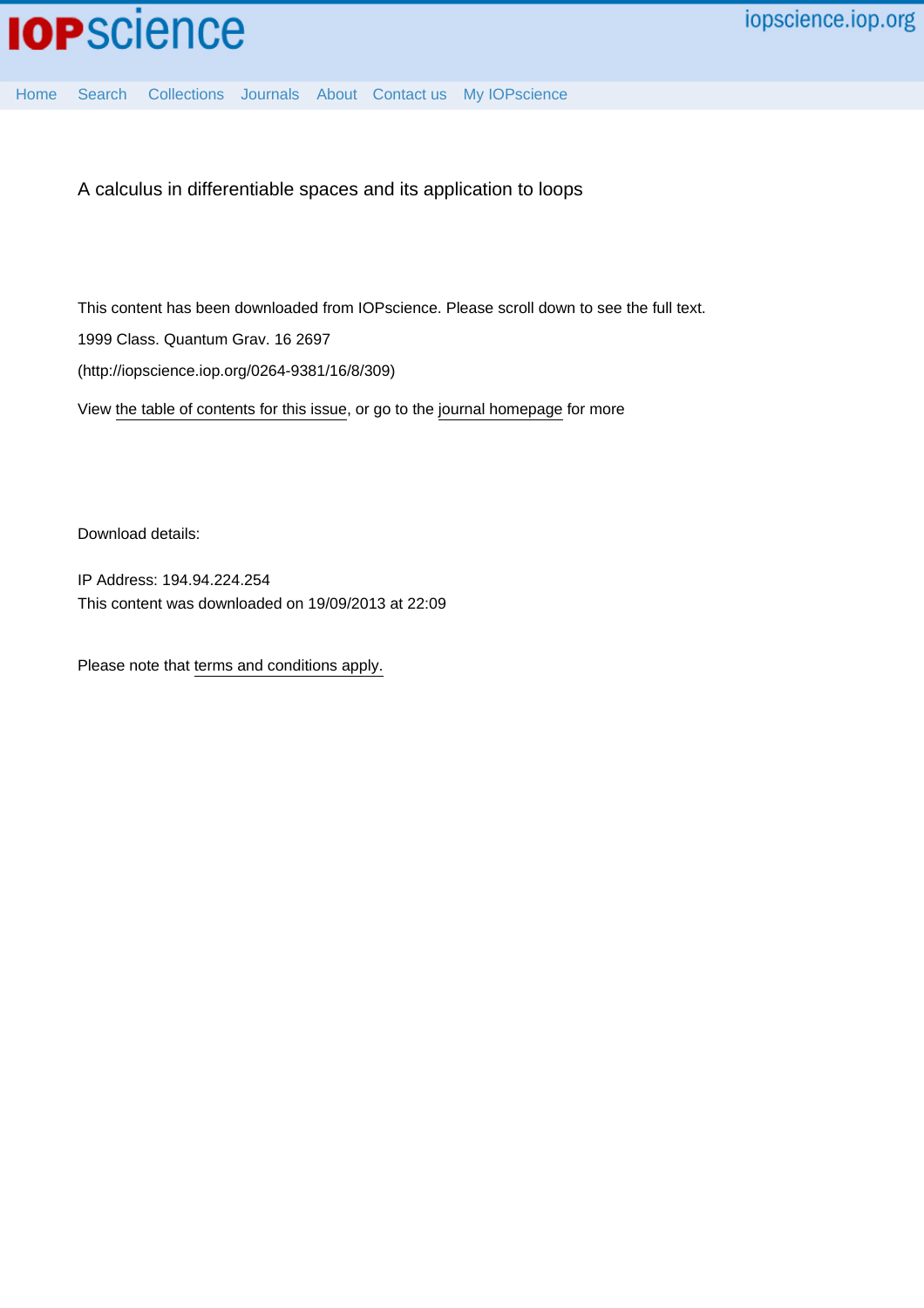A calculus in differentiable spaces and its application to loops

This content has been downloaded from IOPscience. Please scroll down to see the full text.

1999 Class. Quantum Grav. 16 2697

(http://iopscience.iop.org/0264-9381/16/8/309)

View the table of contents for this issue, or go to the journal homepage for more

Download details:

IP Address: 194.94.224.254

This content was downloaded on 19/09/2013 at 22:09

Please note that terms and conditions apply.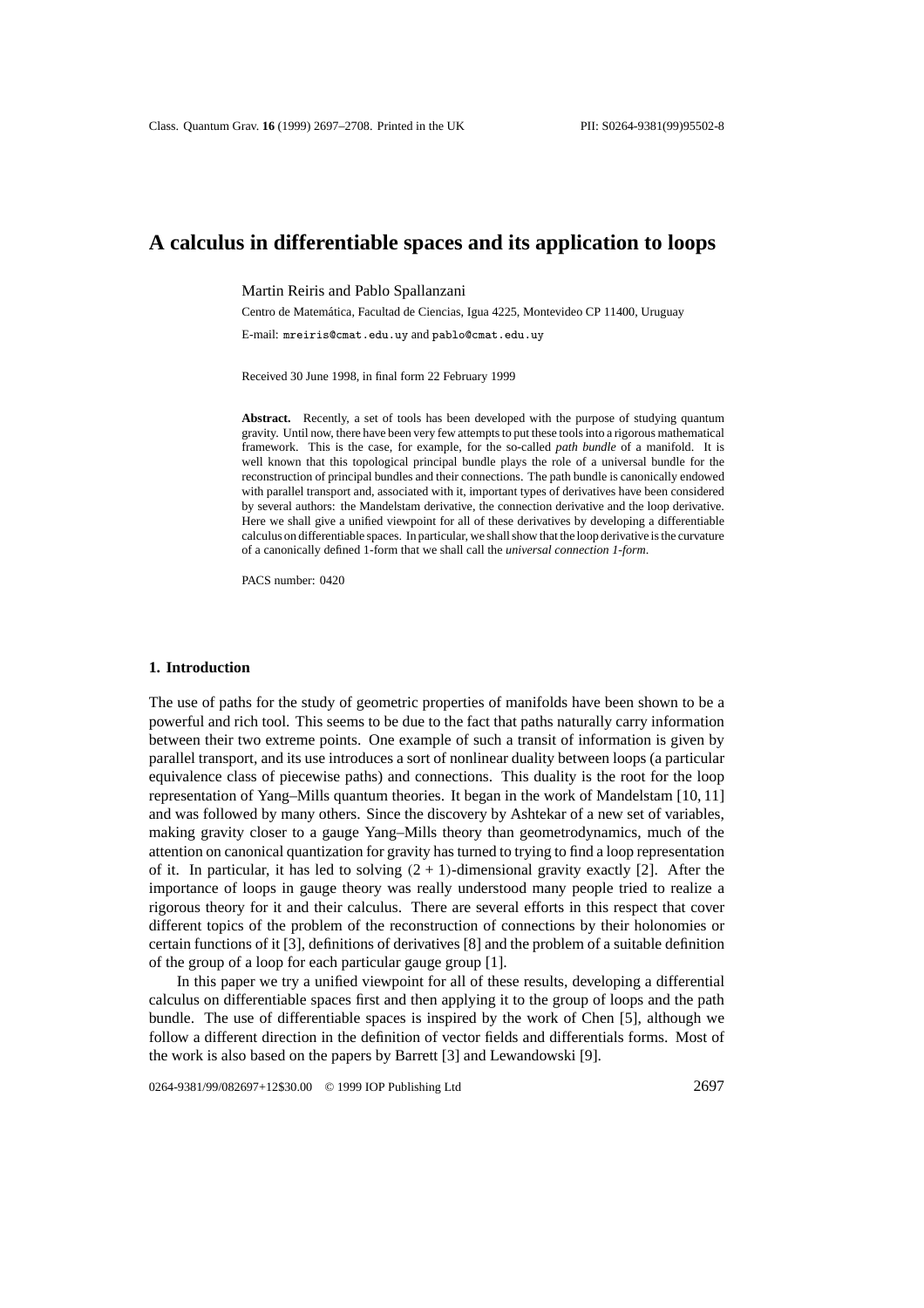# A calculus in differentiable spaces and its application to loops

Martin Reiris and Pablo Spallanzani

Centro de Matemática, Facultad de Ciencias, Igua 4225, Montevideo CP 11400, Uruguay

E-mail: mreiris@cmat.edu.uy and pablo@cmat.edu.uy

Received 30 June 1998, in final form 22 February 1999

**Abstract.** Recently, a set of tools has been developed with the purpose of studying quantum gravity. Until now, there have been very few attempts to put these tools into a rigorous mathematical framework. This is the case, for example, for the so-called *path bundle* of a manifold. It is well known that this topological principal bundle plays the role of a universal bundle for the reconstruction of principal bundles and their connections. The path bundle is canonically endowed with parallel transport and, associated with it, important types of derivatives have been considered by several authors: the Mandelstam derivative, the connection derivative and the loop derivative. Here we shall give a unified viewpoint for all of these derivatives by developing a differentiable calculus on differentiable spaces. In particular, we shall show that the loop derivative is the curvature of a canonically defined 1-form that we shall call the *universal connection 1-form*.

PACS number: 0420

## 1. Introduction

The use of paths for the study of geometric properties of manifolds have been shown to be a powerful and rich tool. This seems to be due to the fact that paths naturally carry information between their two extreme points. One example of such a transit of information is given by parallel transport, and its use introduces a sort of nonlinear duality between loops (a particular equivalence class of piecewise paths) and connections. This duality is the root for the loop representation of Yang–Mills quantum theories. It began in the work of Mandelstam [10, 11] and was followed by many others. Since the discovery by Ashtekar of a new set of variables, making gravity closer to a gauge Yang–Mills theory than geometrodynamics, much of the attention on canonical quantization for gravity has turned to trying to find a loop representation of it. In particular, it has led to solving $(2 + 1)$-dimensional gravity exactly [2]. After the importance of loops in gauge theory was really understood many people tried to realize a rigorous theory for it and their calculus. There are several efforts in this respect that cover different topics of the problem of the reconstruction of connections by their holonomies or certain functions of it [3], definitions of derivatives [8] and the problem of a suitable definition of the group of a loop for each particular gauge group [1].

In this paper we try a unified viewpoint for all of these results, developing a differential calculus on differentiable spaces first and then applying it to the group of loops and the path bundle. The use of differentiable spaces is inspired by the work of Chen [5], although we follow a different direction in the definition of vector fields and differentials forms. Most of the work is also based on the papers by Barrett [3] and Lewandowski [9].

0264-9381/99/082697+12$30.00 © 1999 IOP Publishing Ltd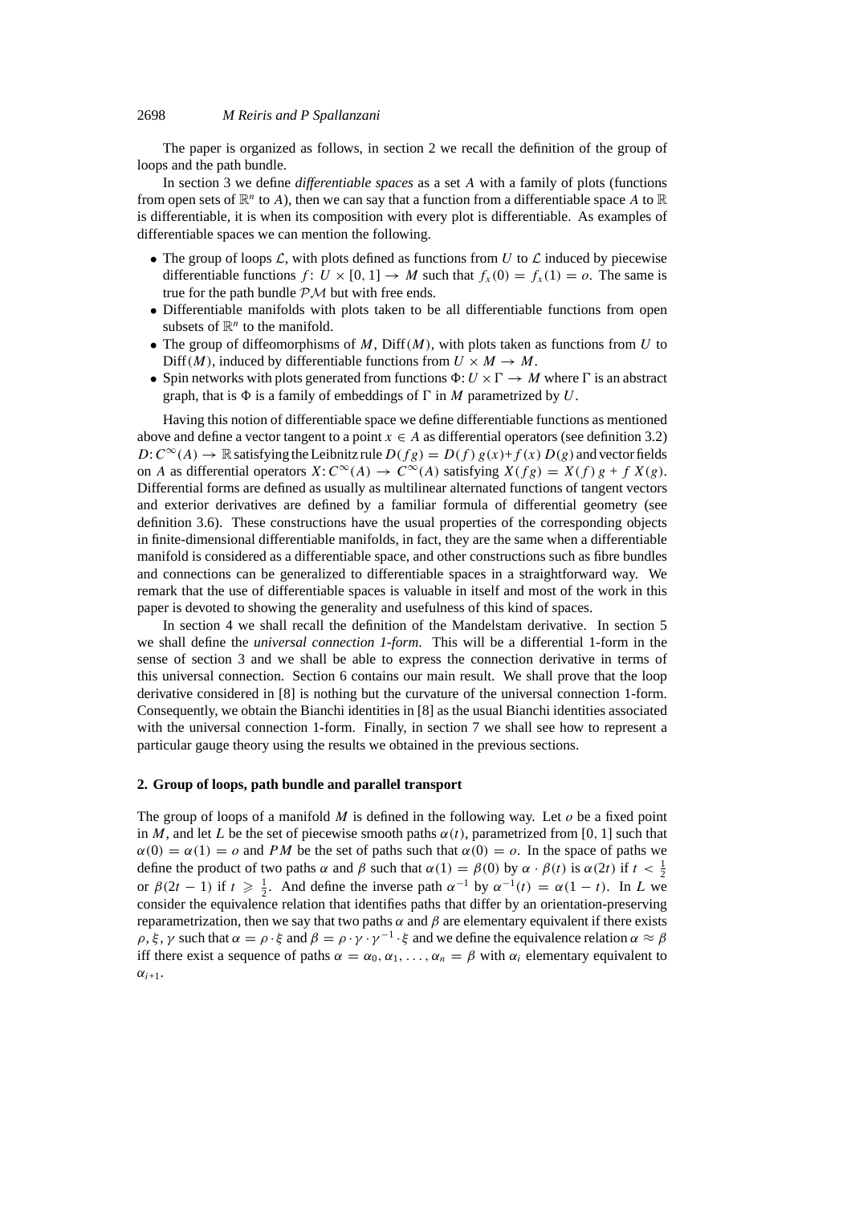The paper is organized as follows, in section 2 we recall the definition of the group of loops and the path bundle.

In section 3 we define *differentiable spaces* as a set $A$ with a family of plots (functions from open sets of $\mathbb{R}^n$ to $A$), then we can say that a function from a differentiable space $A$ to $\mathbb{R}$ is differentiable, it is when its composition with every plot is differentiable. As examples of differentiable spaces we can mention the following.

- The group of loops $\mathcal{L}$, with plots defined as functions from $U$ to $\mathcal{L}$ induced by piecewise differentiable functions $f: U \times [0, 1] \to M$ such that $f_x(0) = f_x(1) = o$. The same is true for the path bundle $\mathcal{PM}$ but with free ends.
- Differentiable manifolds with plots taken to be all differentiable functions from open subsets of $\mathbb{R}^n$ to the manifold.
- The group of diffeomorphisms of $M$, $\mathrm{Diff}(M)$, with plots taken as functions from $U$ to $\mathrm{Diff}(M)$, induced by differentiable functions from $U \times M \to M$.
- Spin networks with plots generated from functions $\Phi: U \times \Gamma \to M$ where $\Gamma$ is an abstract graph, that is $\Phi$ is a family of embeddings of $\Gamma$ in $M$ parametrized by $U$.

Having this notion of differentiable space we define differentiable functions as mentioned above and define a vector tangent to a point $x \in A$ as differential operators (see definition 3.2) $D: C^\infty(A) \to \mathbb{R}$ satisfying the Leibnitz rule $D(fg) = D(f)\, g(x) + f(x)\, D(g)$ and vector fields on $A$ as differential operators $X: C^\infty(A) \to C^\infty(A)$ satisfying $X(fg) = X(f)\, g + f\, X(g)$. Differential forms are defined as usually as multilinear alternated functions of tangent vectors and exterior derivatives are defined by a familiar formula of differential geometry (see definition 3.6). These constructions have the usual properties of the corresponding objects in finite-dimensional differentiable manifolds, in fact, they are the same when a differentiable manifold is considered as a differentiable space, and other constructions such as fibre bundles and connections can be generalized to differentiable spaces in a straightforward way. We remark that the use of differentiable spaces is valuable in itself and most of the work in this paper is devoted to showing the generality and usefulness of this kind of spaces.

In section 4 we shall recall the definition of the Mandelstam derivative. In section 5 we shall define the *universal connection 1-form*. This will be a differential 1-form in the sense of section 3 and we shall be able to express the connection derivative in terms of this universal connection. Section 6 contains our main result. We shall prove that the loop derivative considered in [8] is nothing but the curvature of the universal connection 1-form. Consequently, we obtain the Bianchi identities in [8] as the usual Bianchi identities associated with the universal connection 1-form. Finally, in section 7 we shall see how to represent a particular gauge theory using the results we obtained in the previous sections.

## 2. Group of loops, path bundle and parallel transport

The group of loops of a manifold $M$ is defined in the following way. Let $o$ be a fixed point in $M$, and let $L$ be the set of piecewise smooth paths $\alpha(t)$, parametrized from $[0, 1]$ such that $\alpha(0) = \alpha(1) = o$ and $PM$ be the set of paths such that $\alpha(0) = o$. In the space of paths we define the product of two paths $\alpha$ and $\beta$ such that $\alpha(1) = \beta(0)$ by $\alpha \cdot \beta(t)$ is $\alpha(2t)$ if $t < \frac{1}{2}$ or $\beta(2t - 1)$ if $t \geqslant \frac{1}{2}$. And define the inverse path $\alpha^{-1}$ by $\alpha^{-1}(t) = \alpha(1 - t)$. In $L$ we consider the equivalence relation that identifies paths that differ by an orientation-preserving reparametrization, then we say that two paths $\alpha$ and $\beta$ are elementary equivalent if there exists $\rho, \xi, \gamma$ such that $\alpha = \rho \cdot \xi$ and $\beta = \rho \cdot \gamma \cdot \gamma^{-1} \cdot \xi$ and we define the equivalence relation $\alpha \approx \beta$ iff there exist a sequence of paths $\alpha = \alpha_0, \alpha_1, \ldots, \alpha_n = \beta$ with $\alpha_i$ elementary equivalent to $\alpha_{i+1}$.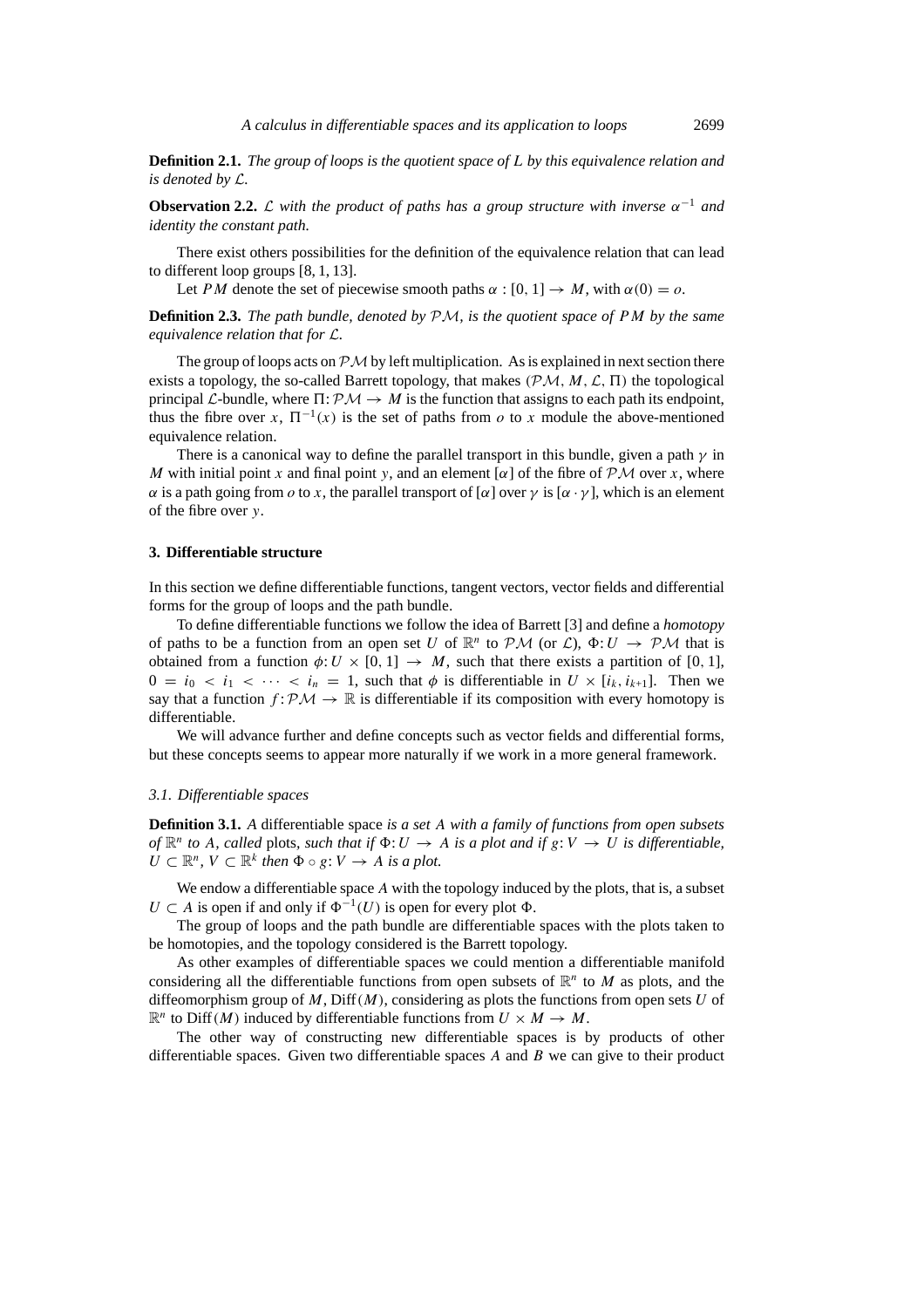**Definition 2.1.** *The group of loops is the quotient space of $L$ by this equivalence relation and is denoted by $\mathcal{L}$.*

**Observation 2.2.** *$\mathcal{L}$ with the product of paths has a group structure with inverse $\alpha^{-1}$ and identity the constant path.*

There exist others possibilities for the definition of the equivalence relation that can lead to different loop groups [8, 1, 13].

Let $PM$ denote the set of piecewise smooth paths $\alpha : [0, 1] \rightarrow M$, with $\alpha(0) = o$.

**Definition 2.3.** *The path bundle, denoted by $\mathcal{PM}$, is the quotient space of $PM$ by the same equivalence relation that for $\mathcal{L}$.*

The group of loops acts on $\mathcal{PM}$ by left multiplication. As is explained in next section there exists a topology, the so-called Barrett topology, that makes $(\mathcal{PM}, M, \mathcal{L}, \Pi)$ the topological principal $\mathcal{L}$-bundle, where $\Pi: \mathcal{PM} \rightarrow M$ is the function that assigns to each path its endpoint, thus the fibre over $x$, $\Pi^{-1}(x)$ is the set of paths from $o$ to $x$ module the above-mentioned equivalence relation.

There is a canonical way to define the parallel transport in this bundle, given a path $\gamma$ in $M$ with initial point $x$ and final point $y$, and an element $[\alpha]$ of the fibre of $\mathcal{PM}$ over $x$, where $\alpha$ is a path going from $o$ to $x$, the parallel transport of $[\alpha]$ over $\gamma$ is $[\alpha \cdot \gamma]$, which is an element of the fibre over $y$.

## 3. Differentiable structure

In this section we define differentiable functions, tangent vectors, vector fields and differential forms for the group of loops and the path bundle.

To define differentiable functions we follow the idea of Barrett [3] and define a *homotopy* of paths to be a function from an open set $U$ of $\mathbb{R}^n$ to $\mathcal{PM}$ (or $\mathcal{L}$), $\Phi: U \rightarrow \mathcal{PM}$ that is obtained from a function $\phi: U \times [0, 1] \rightarrow M$, such that there exists a partition of $[0, 1]$, $0 = i_0 < i_1 < \cdots < i_n = 1$, such that $\phi$ is differentiable in $U \times [i_k, i_{k+1}]$. Then we say that a function $f: \mathcal{PM} \rightarrow \mathbb{R}$ is differentiable if its composition with every homotopy is differentiable.

We will advance further and define concepts such as vector fields and differential forms, but these concepts seems to appear more naturally if we work in a more general framework.

### *3.1. Differentiable spaces*

**Definition 3.1.** *A* differentiable space *is a set $A$ with a family of functions from open subsets of $\mathbb{R}^n$ to $A$, called* plots, *such that if $\Phi: U \rightarrow A$ is a plot and if $g: V \rightarrow U$ is differentiable, $U \subset \mathbb{R}^n$, $V \subset \mathbb{R}^k$ then $\Phi \circ g: V \rightarrow A$ is a plot.*

We endow a differentiable space $A$ with the topology induced by the plots, that is, a subset $U \subset A$ is open if and only if $\Phi^{-1}(U)$ is open for every plot $\Phi$.

The group of loops and the path bundle are differentiable spaces with the plots taken to be homotopies, and the topology considered is the Barrett topology.

As other examples of differentiable spaces we could mention a differentiable manifold considering all the differentiable functions from open subsets of $\mathbb{R}^n$ to $M$ as plots, and the diffeomorphism group of $M$, $\mathrm{Diff}(M)$, considering as plots the functions from open sets $U$ of $\mathbb{R}^n$ to $\mathrm{Diff}(M)$ induced by differentiable functions from $U \times M \rightarrow M$.

The other way of constructing new differentiable spaces is by products of other differentiable spaces. Given two differentiable spaces $A$ and $B$ we can give to their product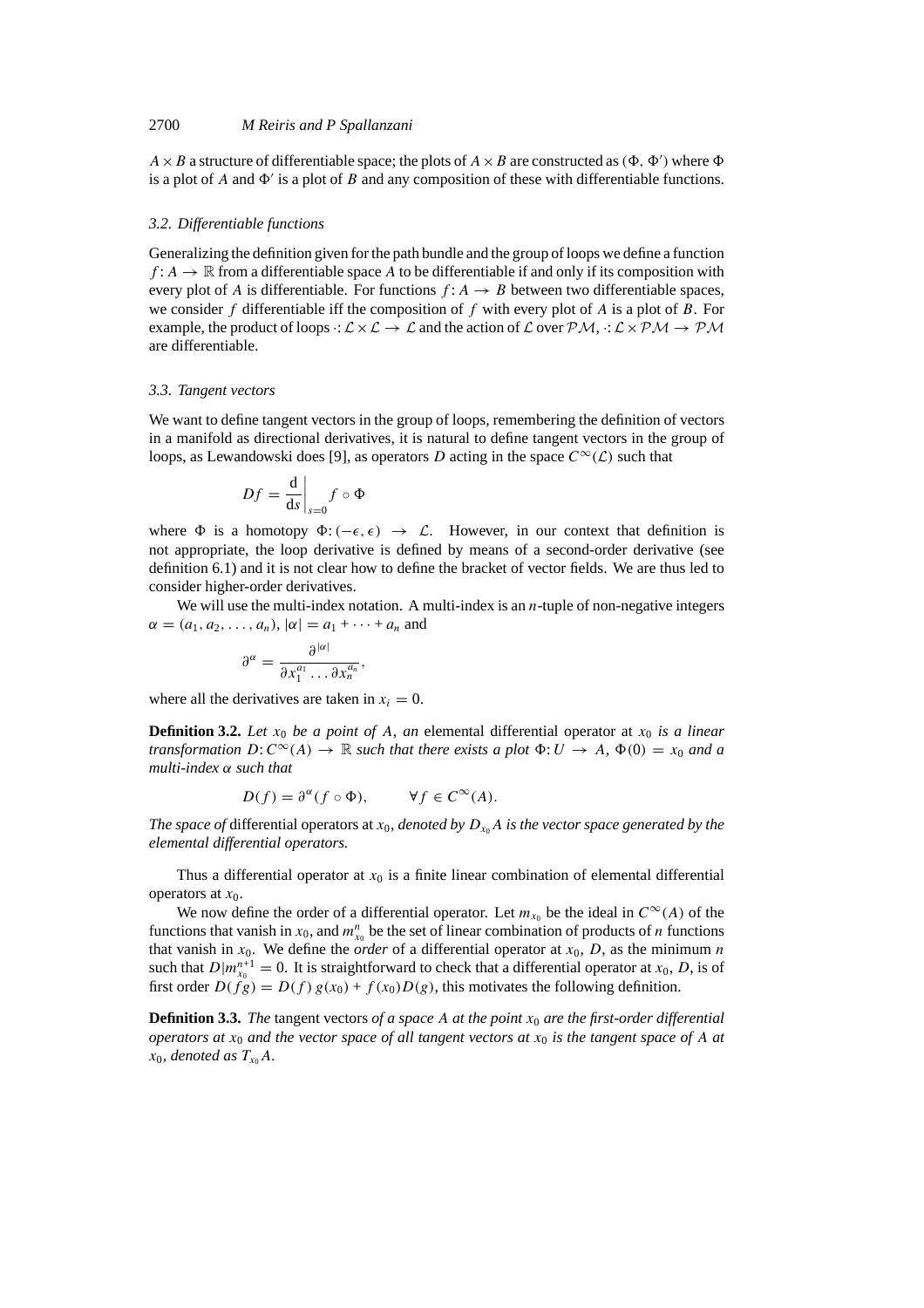$A \times B$ a structure of differentiable space; the plots of $A \times B$ are constructed as $(\Phi, \Phi')$ where $\Phi$ is a plot of $A$ and $\Phi'$ is a plot of $B$ and any composition of these with differentiable functions.

### 3.2. Differentiable functions

Generalizing the definition given for the path bundle and the group of loops we define a function $f: A \to \mathbb{R}$ from a differentiable space $A$ to be differentiable if and only if its composition with every plot of $A$ is differentiable. For functions $f: A \to B$ between two differentiable spaces, we consider $f$ differentiable iff the composition of $f$ with every plot of $A$ is a plot of $B$. For example, the product of loops $\cdot: \mathcal{L} \times \mathcal{L} \to \mathcal{L}$ and the action of $\mathcal{L}$ over $\mathcal{PM}$, $\cdot: \mathcal{L} \times \mathcal{PM} \to \mathcal{PM}$ are differentiable.

### 3.3. Tangent vectors

We want to define tangent vectors in the group of loops, remembering the definition of vectors in a manifold as directional derivatives, it is natural to define tangent vectors in the group of loops, as Lewandowski does [9], as operators $D$ acting in the space $C^\infty(\mathcal{L})$ such that

$$Df = \left.\frac{\mathrm{d}}{\mathrm{d}s}\right|_{s=0} f \circ \Phi$$

where $\Phi$ is a homotopy $\Phi: (-\epsilon, \epsilon) \to \mathcal{L}$. However, in our context that definition is not appropriate, the loop derivative is defined by means of a second-order derivative (see definition 6.1) and it is not clear how to define the bracket of vector fields. We are thus led to consider higher-order derivatives.

We will use the multi-index notation. A multi-index is an $n$-tuple of non-negative integers $\alpha = (a_1, a_2, \ldots, a_n)$, $|\alpha| = a_1 + \cdots + a_n$ and

$$\partial^\alpha = \frac{\partial^{|\alpha|}}{\partial x_1^{a_1} \ldots \partial x_n^{a_n}},$$

where all the derivatives are taken in $x_i = 0$.

**Definition 3.2.** *Let $x_0$ be a point of $A$, an* elemental differential operator at $x_0$ *is a linear transformation $D: C^\infty(A) \to \mathbb{R}$ such that there exists a plot $\Phi: U \to A$, $\Phi(0) = x_0$ and a multi-index $\alpha$ such that*

$$D(f) = \partial^\alpha(f \circ \Phi), \qquad \forall f \in C^\infty(A).$$

*The space of* differential operators at $x_0$, *denoted by $D_{x_0}A$ is the vector space generated by the elemental differential operators.*

Thus a differential operator at $x_0$ is a finite linear combination of elemental differential operators at $x_0$.

We now define the order of a differential operator. Let $m_{x_0}$ be the ideal in $C^\infty(A)$ of the functions that vanish in $x_0$, and $m_{x_0}^n$ be the set of linear combination of products of $n$ functions that vanish in $x_0$. We define the *order* of a differential operator at $x_0$, $D$, as the minimum $n$ such that $D|m_{x_0}^{n+1} = 0$. It is straightforward to check that a differential operator at $x_0$, $D$, is of first order $D(fg) = D(f)\, g(x_0) + f(x_0) D(g)$, this motivates the following definition.

**Definition 3.3.** *The* tangent vectors *of a space $A$ at the point $x_0$ are the first-order differential operators at $x_0$ and the vector space of all tangent vectors at $x_0$ is the tangent space of $A$ at $x_0$, denoted as $T_{x_0}A$.*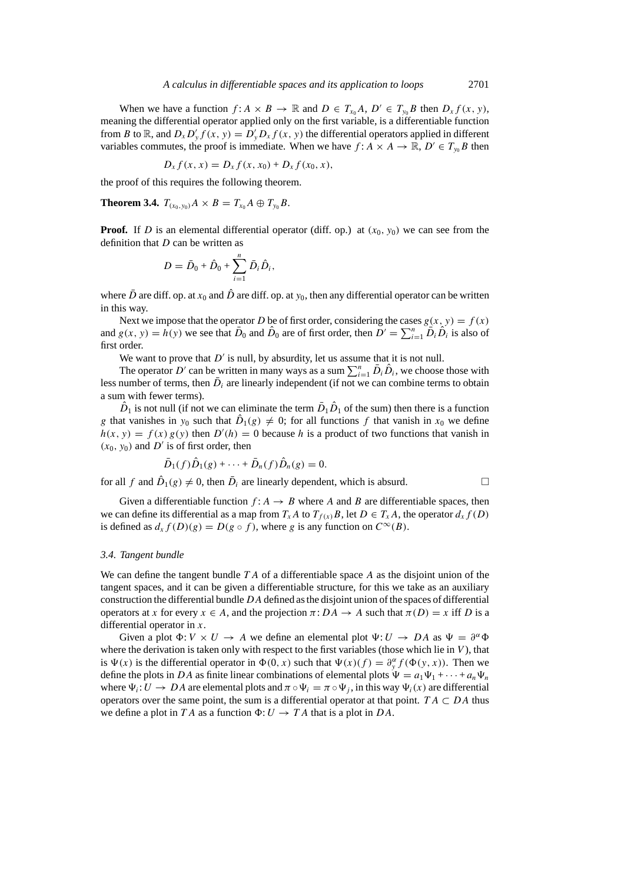When we have a function $f: A \times B \to \mathbb{R}$ and $D \in T_{x_0}A$, $D' \in T_{y_0}B$ then $D_x f(x, y)$, meaning the differential operator applied only on the first variable, is a differentiable function from $B$ to $\mathbb{R}$, and $D_x D'_y f(x, y) = D'_y D_x f(x, y)$ the differential operators applied in different variables commutes, the proof is immediate. When we have $f: A \times A \to \mathbb{R}$, $D' \in T_{y_0}B$ then

$$D_x f(x, x) = D_x f(x, x_0) + D_x f(x_0, x),$$

the proof of this requires the following theorem.

**Theorem 3.4.** $T_{(x_0, y_0)}A \times B = T_{x_0}A \oplus T_{y_0}B$.

**Proof.** If $D$ is an elemental differential operator (diff. op.) at $(x_0, y_0)$ we can see from the definition that $D$ can be written as

$$D = \bar{D}_0 + \hat{D}_0 + \sum_{i=1}^{n} \bar{D}_i \hat{D}_i,$$

where $\bar{D}$ are diff. op. at $x_0$ and $\hat{D}$ are diff. op. at $y_0$, then any differential operator can be written in this way.

Next we impose that the operator $D$ be of first order, considering the cases $g(x, y) = f(x)$ and $g(x, y) = h(y)$ we see that $\bar{D}_0$ and $\hat{D}_0$ are of first order, then $D' = \sum_{i=1}^{n} \bar{D}_i \hat{D}_i$ is also of first order.

We want to prove that $D'$ is null, by absurdity, let us assume that it is not null.

The operator $D'$ can be written in many ways as a sum $\sum_{i=1}^{n} \bar{D}_i \hat{D}_i$, we choose those with less number of terms, then $\bar{D}_i$ are linearly independent (if not we can combine terms to obtain a sum with fewer terms).

$\hat{D}_1$ is not null (if not we can eliminate the term $\bar{D}_1 \hat{D}_1$ of the sum) then there is a function $g$ that vanishes in $y_0$ such that $\hat{D}_1(g) \neq 0$; for all functions $f$ that vanish in $x_0$ we define $h(x, y) = f(x)\, g(y)$ then $D'(h) = 0$ because $h$ is a product of two functions that vanish in $(x_0, y_0)$ and $D'$ is of first order, then

$$\bar{D}_1(f)\hat{D}_1(g) + \cdots + \bar{D}_n(f)\hat{D}_n(g) = 0.$$

for all $f$ and $\hat{D}_1(g) \neq 0$, then $\bar{D}_i$ are linearly dependent, which is absurd. □

Given a differentiable function $f: A \to B$ where $A$ and $B$ are differentiable spaces, then we can define its differential as a map from $T_x A$ to $T_{f(x)}B$, let $D \in T_x A$, the operator $d_x f(D)$ is defined as $d_x f(D)(g) = D(g \circ f)$, where $g$ is any function on $C^\infty(B)$.

### 3.4. Tangent bundle

We can define the tangent bundle $TA$ of a differentiable space $A$ as the disjoint union of the tangent spaces, and it can be given a differentiable structure, for this we take as an auxiliary construction the differential bundle $DA$ defined as the disjoint union of the spaces of differential operators at $x$ for every $x \in A$, and the projection $\pi: DA \to A$ such that $\pi(D) = x$ iff $D$ is a differential operator in $x$.

Given a plot $\Phi: V \times U \to A$ we define an elemental plot $\Psi: U \to DA$ as $\Psi = \partial^\alpha \Phi$ where the derivation is taken only with respect to the first variables (those which lie in $V$), that is $\Psi(x)$ is the differential operator in $\Phi(0, x)$ such that $\Psi(x)(f) = \partial_y^\alpha f(\Phi(y, x))$. Then we define the plots in $DA$ as finite linear combinations of elemental plots $\Psi = a_1\Psi_1 + \cdots + a_n\Psi_n$ where $\Psi_i: U \to DA$ are elemental plots and $\pi \circ \Psi_i = \pi \circ \Psi_j$, in this way $\Psi_i(x)$ are differential operators over the same point, the sum is a differential operator at that point. $TA \subset DA$ thus we define a plot in $TA$ as a function $\Phi: U \to TA$ that is a plot in $DA$.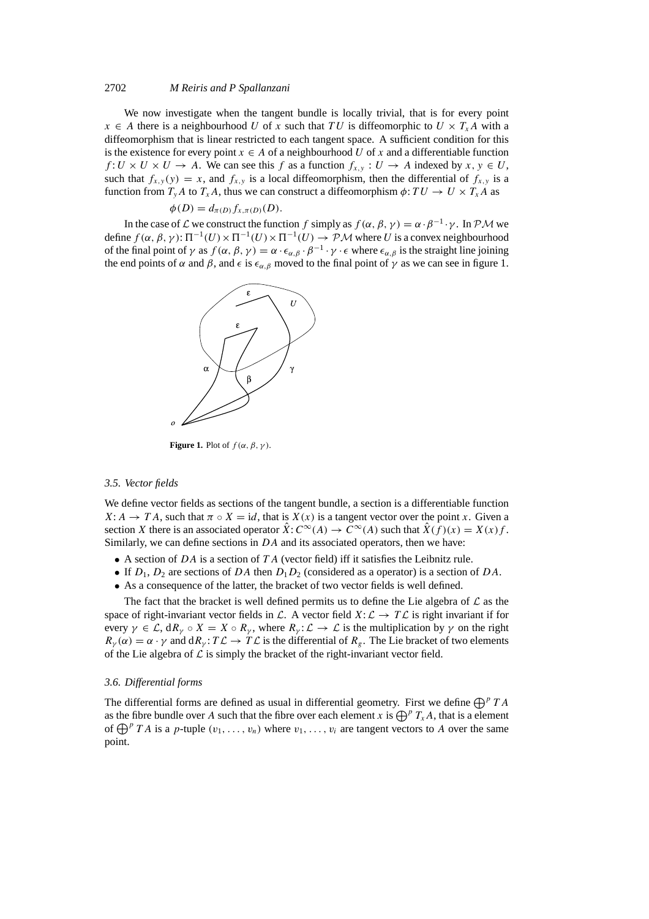We now investigate when the tangent bundle is locally trivial, that is for every point $x \in A$ there is a neighbourhood $U$ of $x$ such that $TU$ is diffeomorphic to $U \times T_x A$ with a diffeomorphism that is linear restricted to each tangent space. A sufficient condition for this is the existence for every point $x \in A$ of a neighbourhood $U$ of $x$ and a differentiable function $f: U \times U \times U \to A$. We can see this $f$ as a function $f_{x,y} : U \to A$ indexed by $x, y \in U$, such that $f_{x,y}(y) = x$, and $f_{x,y}$ is a local diffeomorphism, then the differential of $f_{x,y}$ is a function from $T_y A$ to $T_x A$, thus we can construct a diffeomorphism $\phi: TU \to U \times T_x A$ as

$$\phi(D) = d_{\pi(D)} f_{x,\pi(D)}(D).$$

In the case of $\mathcal{L}$ we construct the function $f$ simply as $f(\alpha, \beta, \gamma) = \alpha \cdot \beta^{-1} \cdot \gamma$. In $\mathcal{PM}$ we define $f(\alpha, \beta, \gamma): \Pi^{-1}(U) \times \Pi^{-1}(U) \times \Pi^{-1}(U) \to \mathcal{PM}$ where $U$ is a convex neighbourhood of the final point of $\gamma$ as $f(\alpha, \beta, \gamma) = \alpha \cdot \epsilon_{\alpha,\beta} \cdot \beta^{-1} \cdot \gamma \cdot \epsilon$ where $\epsilon_{\alpha,\beta}$ is the straight line joining the end points of $\alpha$ and $\beta$, and $\epsilon$ is $\epsilon_{\alpha,\beta}$ moved to the final point of $\gamma$ as we can see in figure 1.

**Figure 1.** Plot of $f(\alpha, \beta, \gamma)$.

### 3.5. Vector fields

We define vector fields as sections of the tangent bundle, a section is a differentiable function $X: A \to TA$, such that $\pi \circ X = id$, that is $X(x)$ is a tangent vector over the point $x$. Given a section $X$ there is an associated operator $\hat{X}: C^\infty(A) \to C^\infty(A)$ such that $\hat{X}(f)(x) = X(x)f$. Similarly, we can define sections in $DA$ and its associated operators, then we have:

- A section of $DA$ is a section of $TA$ (vector field) iff it satisfies the Leibnitz rule.
- If $D_1, D_2$ are sections of $DA$ then $D_1 D_2$ (considered as a operator) is a section of $DA$.
- As a consequence of the latter, the bracket of two vector fields is well defined.

The fact that the bracket is well defined permits us to define the Lie algebra of $\mathcal{L}$ as the space of right-invariant vector fields in $\mathcal{L}$. A vector field $X: \mathcal{L} \to T\mathcal{L}$ is right invariant if for every $\gamma \in \mathcal{L}$, $dR_\gamma \circ X = X \circ R_\gamma$, where $R_\gamma: \mathcal{L} \to \mathcal{L}$ is the multiplication by $\gamma$ on the right $R_\gamma(\alpha) = \alpha \cdot \gamma$ and $dR_\gamma: T\mathcal{L} \to T\mathcal{L}$ is the differential of $R_g$. The Lie bracket of two elements of the Lie algebra of $\mathcal{L}$ is simply the bracket of the right-invariant vector field.

### 3.6. Differential forms

The differential forms are defined as usual in differential geometry. First we define $\bigoplus^p TA$ as the fibre bundle over $A$ such that the fibre over each element $x$ is $\bigoplus^p T_x A$, that is a element of $\bigoplus^p TA$ is a $p$-tuple $(v_1, \ldots, v_n)$ where $v_1, \ldots, v_i$ are tangent vectors to $A$ over the same point.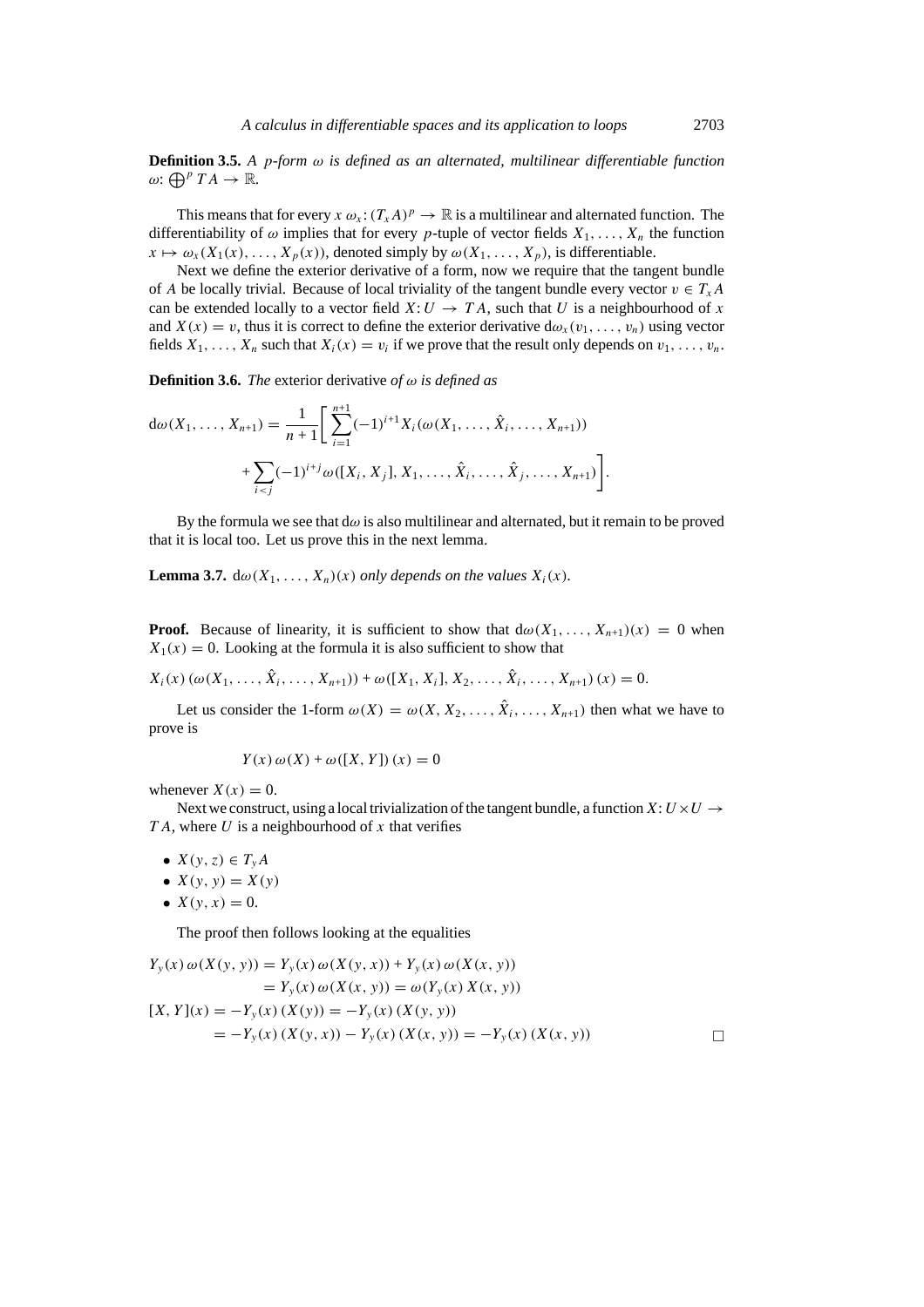**Definition 3.5.** *A $p$-form $\omega$ is defined as an alternated, multilinear differentiable function $\omega\colon \bigoplus^p TA \to \mathbb{R}$.*

This means that for every $x$ $\omega_x\colon (T_xA)^p \to \mathbb{R}$ is a multilinear and alternated function. The differentiability of $\omega$ implies that for every $p$-tuple of vector fields $X_1, \ldots, X_n$ the function $x \mapsto \omega_x(X_1(x), \ldots, X_p(x))$, denoted simply by $\omega(X_1, \ldots, X_p)$, is differentiable.

Next we define the exterior derivative of a form, now we require that the tangent bundle of $A$ be locally trivial. Because of local triviality of the tangent bundle every vector $v \in T_xA$ can be extended locally to a vector field $X\colon U \to TA$, such that $U$ is a neighbourhood of $x$ and $X(x) = v$, thus it is correct to define the exterior derivative $\mathrm{d}\omega_x(v_1, \ldots, v_n)$ using vector fields $X_1, \ldots, X_n$ such that $X_i(x) = v_i$ if we prove that the result only depends on $v_1, \ldots, v_n$.

**Definition 3.6.** *The* exterior derivative *of $\omega$ is defined as*

$$\mathrm{d}\omega(X_1, \ldots, X_{n+1}) = \frac{1}{n+1}\Bigg[\sum_{i=1}^{n+1}(-1)^{i+1}X_i(\omega(X_1, \ldots, \hat{X}_i, \ldots, X_{n+1})) + \sum_{i<j}(-1)^{i+j}\omega([X_i, X_j], X_1, \ldots, \hat{X}_i, \ldots, \hat{X}_j, \ldots, X_{n+1})\Bigg].$$

By the formula we see that $\mathrm{d}\omega$ is also multilinear and alternated, but it remain to be proved that it is local too. Let us prove this in the next lemma.

**Lemma 3.7.** $\mathrm{d}\omega(X_1, \ldots, X_n)(x)$ *only depends on the values $X_i(x)$.*

**Proof.** Because of linearity, it is sufficient to show that $\mathrm{d}\omega(X_1, \ldots, X_{n+1})(x) = 0$ when $X_1(x) = 0$. Looking at the formula it is also sufficient to show that

$$X_i(x)\,(\omega(X_1, \ldots, \hat{X}_i, \ldots, X_{n+1})) + \omega([X_1, X_i], X_2, \ldots, \hat{X}_i, \ldots, X_{n+1})\,(x) = 0.$$

Let us consider the 1-form $\omega(X) = \omega(X, X_2, \ldots, \hat{X}_i, \ldots, X_{n+1})$ then what we have to prove is

$$Y(x)\,\omega(X) + \omega([X, Y])\,(x) = 0$$

whenever $X(x) = 0$.

Next we construct, using a local trivialization of the tangent bundle, a function $X\colon U \times U \to TA$, where $U$ is a neighbourhood of $x$ that verifies

- $X(y, z) \in T_yA$
- $X(y, y) = X(y)$
- $X(y, x) = 0$.

The proof then follows looking at the equalities

$$\begin{aligned}
Y_y(x)\,\omega(X(y, y)) &= Y_y(x)\,\omega(X(y, x)) + Y_y(x)\,\omega(X(x, y)) \\
&= Y_y(x)\,\omega(X(x, y)) = \omega(Y_y(x)\,X(x, y)) \\
[X, Y](x) &= -Y_y(x)\,(X(y)) = -Y_y(x)\,(X(y, y)) \\
&= -Y_y(x)\,(X(y, x)) - Y_y(x)\,(X(x, y)) = -Y_y(x)\,(X(x, y))
\end{aligned}$$

□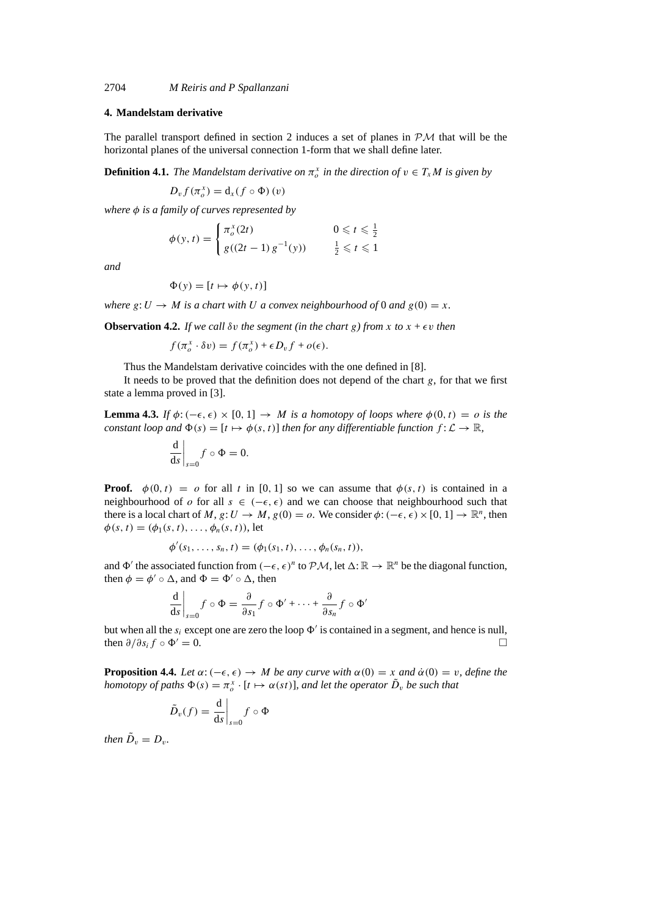## 4. Mandelstam derivative

The parallel transport defined in section 2 induces a set of planes in $\mathcal{PM}$ that will be the horizontal planes of the universal connection 1-form that we shall define later.

**Definition 4.1.** *The Mandelstam derivative on $\pi_o^x$ in the direction of $v \in T_x M$ is given by*

$$D_v f(\pi_o^x) = \mathrm{d}_x(f \circ \Phi)(v)$$

*where $\phi$ is a family of curves represented by*

$$\phi(y, t) = \begin{cases} \pi_o^x(2t) & 0 \leqslant t \leqslant \frac{1}{2} \\ g((2t-1)\, g^{-1}(y)) & \frac{1}{2} \leqslant t \leqslant 1 \end{cases}$$

*and*

$$\Phi(y) = [t \mapsto \phi(y, t)]$$

*where $g: U \to M$ is a chart with $U$ a convex neighbourhood of 0 and $g(0) = x$.*

**Observation 4.2.** *If we call $\delta v$ the segment (in the chart $g$) from $x$ to $x + \epsilon v$ then*

$$f(\pi_o^x \cdot \delta v) = f(\pi_o^x) + \epsilon D_v f + o(\epsilon).$$

Thus the Mandelstam derivative coincides with the one defined in [8].

It needs to be proved that the definition does not depend of the chart $g$, for that we first state a lemma proved in [3].

**Lemma 4.3.** *If $\phi: (-\epsilon, \epsilon) \times [0, 1] \to M$ is a homotopy of loops where $\phi(0, t) = o$ is the constant loop and $\Phi(s) = [t \mapsto \phi(s, t)]$ then for any differentiable function $f: \mathcal{L} \to \mathbb{R}$,*

$$\left.\frac{\mathrm{d}}{\mathrm{d}s}\right|_{s=0} f \circ \Phi = 0.$$

**Proof.** $\phi(0, t) = o$ for all $t$ in $[0, 1]$ so we can assume that $\phi(s, t)$ is contained in a neighbourhood of $o$ for all $s \in (-\epsilon, \epsilon)$ and we can choose that neighbourhood such that there is a local chart of $M$, $g: U \to M$, $g(0) = o$. We consider $\phi: (-\epsilon, \epsilon) \times [0, 1] \to \mathbb{R}^n$, then $\phi(s, t) = (\phi_1(s, t), \ldots, \phi_n(s, t))$, let

$$\phi'(s_1, \ldots, s_n, t) = (\phi_1(s_1, t), \ldots, \phi_n(s_n, t)),$$

and $\Phi'$ the associated function from $(-\epsilon, \epsilon)^n$ to $\mathcal{PM}$, let $\Delta: \mathbb{R} \to \mathbb{R}^n$ be the diagonal function, then $\phi = \phi' \circ \Delta$, and $\Phi = \Phi' \circ \Delta$, then

$$\left.\frac{\mathrm{d}}{\mathrm{d}s}\right|_{s=0} f \circ \Phi = \frac{\partial}{\partial s_1} f \circ \Phi' + \cdots + \frac{\partial}{\partial s_n} f \circ \Phi'$$

but when all the $s_i$ except one are zero the loop $\Phi'$ is contained in a segment, and hence is null, then $\partial/\partial s_i f \circ \Phi' = 0$. □

**Proposition 4.4.** *Let $\alpha: (-\epsilon, \epsilon) \to M$ be any curve with $\alpha(0) = x$ and $\dot{\alpha}(0) = v$, define the homotopy of paths $\Phi(s) = \pi_o^x \cdot [t \mapsto \alpha(st)]$, and let the operator $\tilde{D}_v$ be such that*

$$\tilde{D}_v(f) = \left.\frac{\mathrm{d}}{\mathrm{d}s}\right|_{s=0} f \circ \Phi$$

*then $\tilde{D}_v = D_v$.*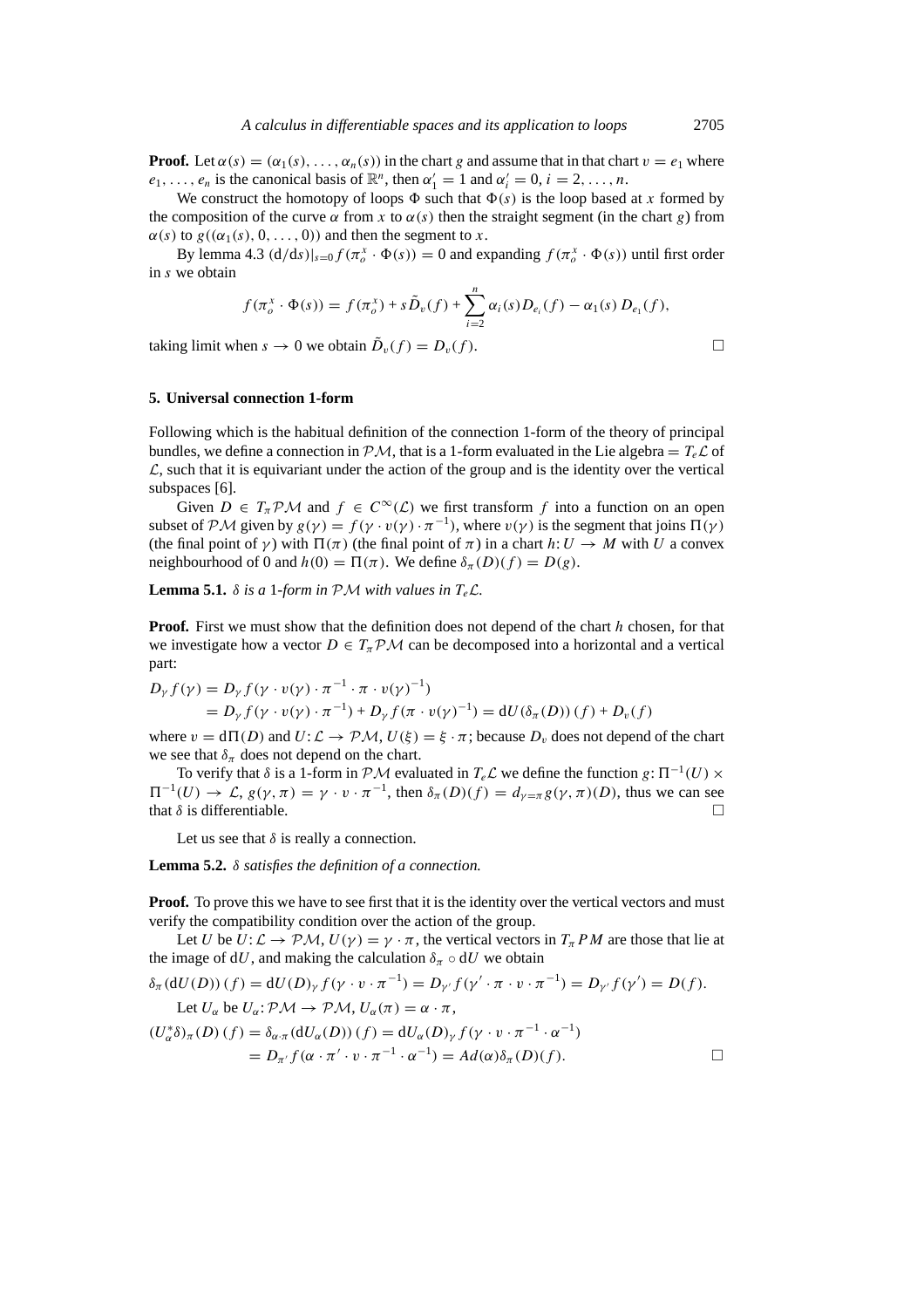**Proof.** Let $\alpha(s) = (\alpha_1(s), \ldots, \alpha_n(s))$ in the chart $g$ and assume that in that chart $v = e_1$ where $e_1, \ldots, e_n$ is the canonical basis of $\mathbb{R}^n$, then $\alpha_1' = 1$ and $\alpha_i' = 0$, $i = 2, \ldots, n$.

We construct the homotopy of loops $\Phi$ such that $\Phi(s)$ is the loop based at $x$ formed by the composition of the curve $\alpha$ from $x$ to $\alpha(s)$ then the straight segment (in the chart $g$) from $\alpha(s)$ to $g((\alpha_1(s), 0, \ldots, 0))$ and then the segment to $x$.

By lemma 4.3 $(\mathrm{d}/\mathrm{d}s)|_{s=0} f(\pi_o^x \cdot \Phi(s)) = 0$ and expanding $f(\pi_o^x \cdot \Phi(s))$ until first order in $s$ we obtain

$$f(\pi_o^x \cdot \Phi(s)) = f(\pi_o^x) + s\tilde{D}_v(f) + \sum_{i=2}^{n} \alpha_i(s) D_{e_i}(f) - \alpha_1(s)\, D_{e_1}(f),$$

taking limit when $s \to 0$ we obtain $\tilde{D}_v(f) = D_v(f)$. $\square$

## 5. Universal connection 1-form

Following which is the habitual definition of the connection 1-form of the theory of principal bundles, we define a connection in $\mathcal{PM}$, that is a 1-form evaluated in the Lie algebra $= T_e\mathcal{L}$ of $\mathcal{L}$, such that it is equivariant under the action of the group and is the identity over the vertical subspaces [6].

Given $D \in T_\pi\mathcal{PM}$ and $f \in C^\infty(\mathcal{L})$ we first transform $f$ into a function on an open subset of $\mathcal{PM}$ given by $g(\gamma) = f(\gamma \cdot v(\gamma) \cdot \pi^{-1})$, where $v(\gamma)$ is the segment that joins $\Pi(\gamma)$ (the final point of $\gamma$) with $\Pi(\pi)$ (the final point of $\pi$) in a chart $h: U \to M$ with $U$ a convex neighbourhood of 0 and $h(0) = \Pi(\pi)$. We define $\delta_\pi(D)(f) = D(g)$.

**Lemma 5.1.** *$\delta$ is a 1-form in $\mathcal{PM}$ with values in $T_e\mathcal{L}$.*

**Proof.** First we must show that the definition does not depend of the chart $h$ chosen, for that we investigate how a vector $D \in T_\pi\mathcal{PM}$ can be decomposed into a horizontal and a vertical part:

$$\begin{aligned}
D_\gamma f(\gamma) &= D_\gamma f(\gamma \cdot v(\gamma) \cdot \pi^{-1} \cdot \pi \cdot v(\gamma)^{-1}) \\
&= D_\gamma f(\gamma \cdot v(\gamma) \cdot \pi^{-1}) + D_\gamma f(\pi \cdot v(\gamma)^{-1}) = \mathrm{d}U(\delta_\pi(D))\,(f) + D_v(f)
\end{aligned}$$

where $v = \mathrm{d}\Pi(D)$ and $U: \mathcal{L} \to \mathcal{PM}$, $U(\xi) = \xi \cdot \pi$; because $D_v$ does not depend of the chart we see that $\delta_\pi$ does not depend on the chart.

To verify that $\delta$ is a 1-form in $\mathcal{PM}$ evaluated in $T_e\mathcal{L}$ we define the function $g: \Pi^{-1}(U) \times \Pi^{-1}(U) \to \mathcal{L}$, $g(\gamma, \pi) = \gamma \cdot v \cdot \pi^{-1}$, then $\delta_\pi(D)(f) = d_{\gamma=\pi}\, g(\gamma, \pi)(D)$, thus we can see that $\delta$ is differentiable. $\square$

Let us see that $\delta$ is really a connection.

**Lemma 5.2.** *$\delta$ satisfies the definition of a connection.*

**Proof.** To prove this we have to see first that it is the identity over the vertical vectors and must verify the compatibility condition over the action of the group.

Let $U$ be $U: \mathcal{L} \to \mathcal{PM}$, $U(\gamma) = \gamma \cdot \pi$, the vertical vectors in $T_\pi PM$ are those that lie at the image of $\mathrm{d}U$, and making the calculation $\delta_\pi \circ \mathrm{d}U$ we obtain

$$\delta_\pi(\mathrm{d}U(D))\,(f) = \mathrm{d}U(D)_\gamma f(\gamma \cdot v \cdot \pi^{-1}) = D_{\gamma'} f(\gamma' \cdot \pi \cdot v \cdot \pi^{-1}) = D_{\gamma'} f(\gamma') = D(f).$$

Let $U_\alpha$ be $U_\alpha: \mathcal{PM} \to \mathcal{PM}$, $U_\alpha(\pi) = \alpha \cdot \pi$,

$$\begin{aligned}
(U_\alpha^*\delta)_\pi(D)\,(f) &= \delta_{\alpha\cdot\pi}(\mathrm{d}U_\alpha(D))\,(f) = \mathrm{d}U_\alpha(D)_\gamma f(\gamma \cdot v \cdot \pi^{-1} \cdot \alpha^{-1}) \\
&= D_{\pi'} f(\alpha \cdot \pi' \cdot v \cdot \pi^{-1} \cdot \alpha^{-1}) = Ad(\alpha)\delta_\pi(D)(f).
\end{aligned}$$

$\square$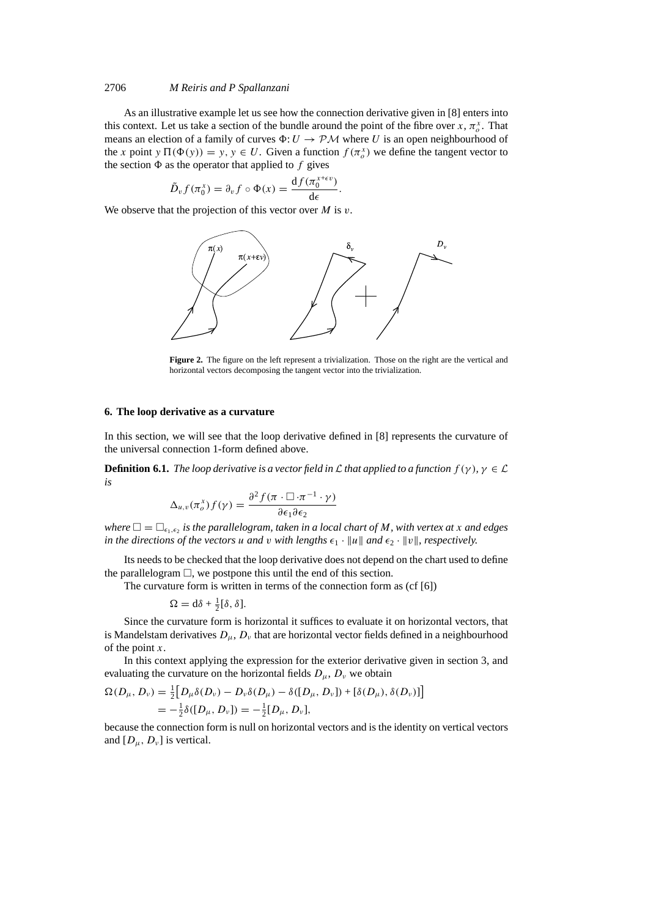As an illustrative example let us see how the connection derivative given in [8] enters into this context. Let us take a section of the bundle around the point of the fibre over $x$, $\pi_o^x$. That means an election of a family of curves $\Phi: U \to \mathcal{PM}$ where $U$ is an open neighbourhood of the $x$ point $y\, \Pi(\Phi(y)) = y$, $y \in U$. Given a function $f(\pi_o^x)$ we define the tangent vector to the section $\Phi$ as the operator that applied to $f$ gives

$$\tilde{D}_v f(\pi_0^x) = \partial_v f \circ \Phi(x) = \frac{\mathrm{d} f(\pi_0^{x+\epsilon v})}{\mathrm{d}\epsilon}.$$

We observe that the projection of this vector over $M$ is $v$.

**Figure 2.** The figure on the left represent a trivialization. Those on the right are the vertical and horizontal vectors decomposing the tangent vector into the trivialization.

## 6. The loop derivative as a curvature

In this section, we will see that the loop derivative defined in [8] represents the curvature of the universal connection 1-form defined above.

**Definition 6.1.** *The loop derivative is a vector field in $\mathcal{L}$ that applied to a function $f(\gamma)$, $\gamma \in \mathcal{L}$ is*

$$\Delta_{u,v}(\pi_o^x) f(\gamma) = \frac{\partial^2 f(\pi \cdot \Box \cdot \pi^{-1} \cdot \gamma)}{\partial\epsilon_1 \partial\epsilon_2}$$

*where $\Box = \Box_{\epsilon_1,\epsilon_2}$ is the parallelogram, taken in a local chart of $M$, with vertex at $x$ and edges in the directions of the vectors $u$ and $v$ with lengths $\epsilon_1 \cdot \|u\|$ and $\epsilon_2 \cdot \|v\|$, respectively.*

Its needs to be checked that the loop derivative does not depend on the chart used to define the parallelogram $\Box$, we postpone this until the end of this section.

The curvature form is written in terms of the connection form as (cf [6])

$$\Omega = \mathrm{d}\delta + \tfrac{1}{2}[\delta, \delta].$$

Since the curvature form is horizontal it suffices to evaluate it on horizontal vectors, that is Mandelstam derivatives $D_\mu$, $D_\nu$ that are horizontal vector fields defined in a neighbourhood of the point $x$.

In this context applying the expression for the exterior derivative given in section 3, and evaluating the curvature on the horizontal fields $D_\mu$, $D_\nu$ we obtain

$$\begin{aligned}
\Omega(D_\mu, D_\nu) &= \tfrac{1}{2}\big[D_\mu \delta(D_\nu) - D_\nu \delta(D_\mu) - \delta([D_\mu, D_\nu]) + [\delta(D_\mu), \delta(D_\nu)]\big] \\
&= -\tfrac{1}{2}\delta([D_\mu, D_\nu]) = -\tfrac{1}{2}[D_\mu, D_\nu],
\end{aligned}$$

because the connection form is null on horizontal vectors and is the identity on vertical vectors and $[D_\mu, D_\nu]$ is vertical.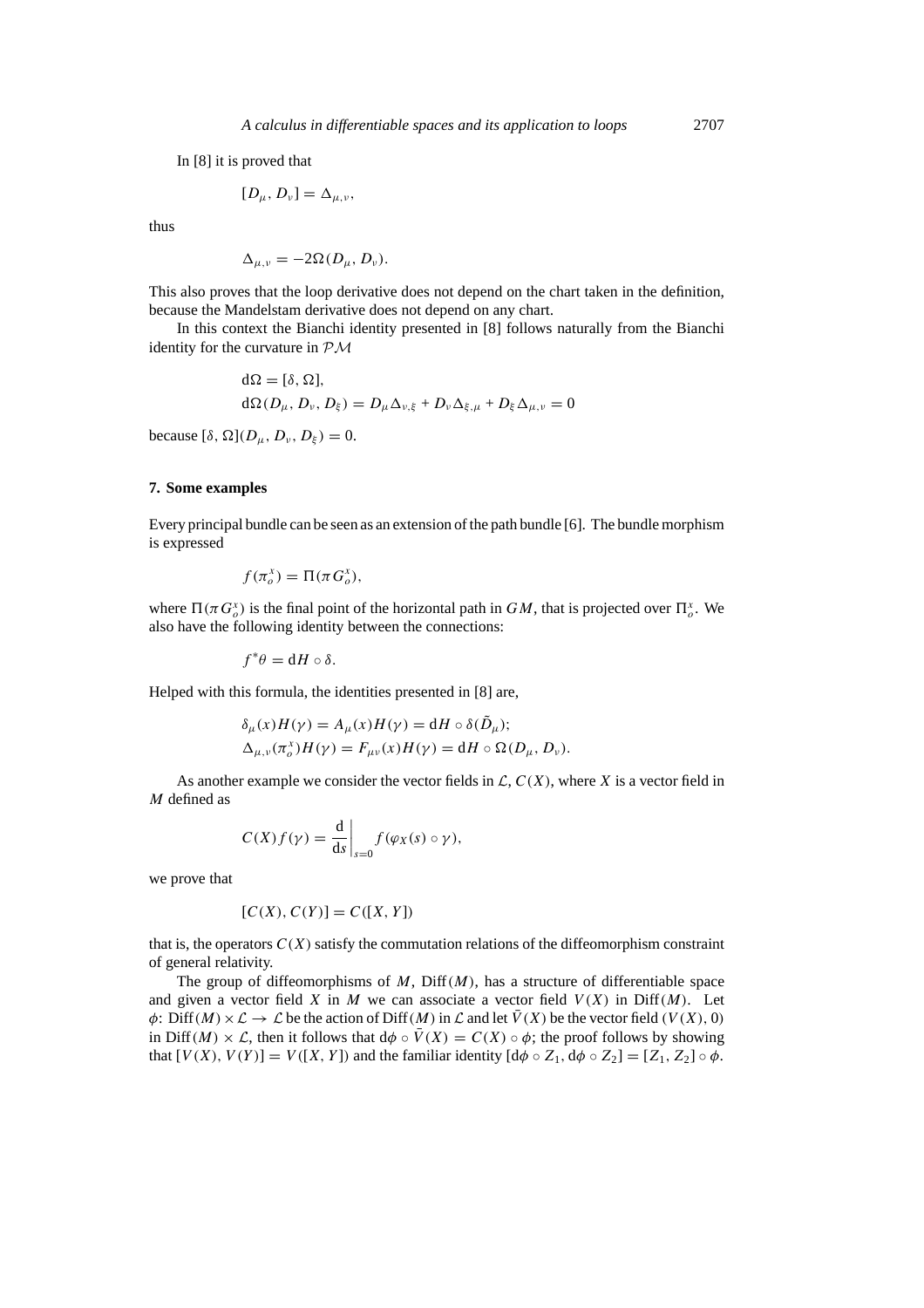In [8] it is proved that

$$[D_\mu, D_\nu] = \Delta_{\mu,\nu},$$

thus

$$\Delta_{\mu,\nu} = -2\Omega(D_\mu, D_\nu).$$

This also proves that the loop derivative does not depend on the chart taken in the definition, because the Mandelstam derivative does not depend on any chart.

In this context the Bianchi identity presented in [8] follows naturally from the Bianchi identity for the curvature in $\mathcal{PM}$

$$\begin{aligned}
&\mathrm{d}\Omega = [\delta, \Omega], \\
&\mathrm{d}\Omega(D_\mu, D_\nu, D_\xi) = D_\mu \Delta_{\nu,\xi} + D_\nu \Delta_{\xi,\mu} + D_\xi \Delta_{\mu,\nu} = 0
\end{aligned}$$

because $[\delta, \Omega](D_\mu, D_\nu, D_\xi) = 0$.

## 7. Some examples

Every principal bundle can be seen as an extension of the path bundle [6]. The bundle morphism is expressed

$$f(\pi_o^x) = \Pi(\pi G_o^x),$$

where $\Pi(\pi G_o^x)$ is the final point of the horizontal path in $GM$, that is projected over $\Pi_o^x$. We also have the following identity between the connections:

$$f^*\theta = \mathrm{d}H \circ \delta.$$

Helped with this formula, the identities presented in [8] are,

$$\begin{aligned}
&\delta_\mu(x) H(\gamma) = A_\mu(x) H(\gamma) = \mathrm{d}H \circ \delta(\tilde{D}_\mu); \\
&\Delta_{\mu,\nu}(\pi_o^x) H(\gamma) = F_{\mu\nu}(x) H(\gamma) = \mathrm{d}H \circ \Omega(D_\mu, D_\nu).
\end{aligned}$$

As another example we consider the vector fields in $\mathcal{L}$, $C(X)$, where $X$ is a vector field in $M$ defined as

$$C(X) f(\gamma) = \left.\frac{\mathrm{d}}{\mathrm{d}s}\right|_{s=0} f(\varphi_X(s) \circ \gamma),$$

we prove that

$$[C(X), C(Y)] = C([X, Y])$$

that is, the operators $C(X)$ satisfy the commutation relations of the diffeomorphism constraint of general relativity.

The group of diffeomorphisms of $M$, $\mathrm{Diff}(M)$, has a structure of differentiable space and given a vector field $X$ in $M$ we can associate a vector field $V(X)$ in $\mathrm{Diff}(M)$. Let $\phi$: $\mathrm{Diff}(M) \times \mathcal{L} \to \mathcal{L}$ be the action of $\mathrm{Diff}(M)$ in $\mathcal{L}$ and let $\bar{V}(X)$ be the vector field $(V(X), 0)$ in $\mathrm{Diff}(M) \times \mathcal{L}$, then it follows that $\mathrm{d}\phi \circ \bar{V}(X) = C(X) \circ \phi$; the proof follows by showing that $[V(X), V(Y)] = V([X, Y])$ and the familiar identity $[\mathrm{d}\phi \circ Z_1, \mathrm{d}\phi \circ Z_2] = [Z_1, Z_2] \circ \phi$.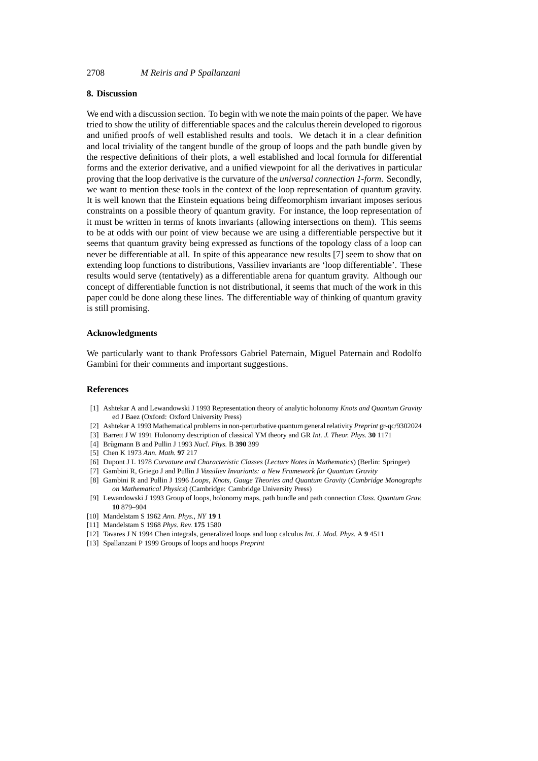## 8. Discussion

We end with a discussion section. To begin with we note the main points of the paper. We have tried to show the utility of differentiable spaces and the calculus therein developed to rigorous and unified proofs of well established results and tools. We detach it in a clear definition and local triviality of the tangent bundle of the group of loops and the path bundle given by the respective definitions of their plots, a well established and local formula for differential forms and the exterior derivative, and a unified viewpoint for all the derivatives in particular proving that the loop derivative is the curvature of the *universal connection 1-form*. Secondly, we want to mention these tools in the context of the loop representation of quantum gravity. It is well known that the Einstein equations being diffeomorphism invariant imposes serious constraints on a possible theory of quantum gravity. For instance, the loop representation of it must be written in terms of knots invariants (allowing intersections on them). This seems to be at odds with our point of view because we are using a differentiable perspective but it seems that quantum gravity being expressed as functions of the topology class of a loop can never be differentiable at all. In spite of this appearance new results [7] seem to show that on extending loop functions to distributions, Vassiliev invariants are 'loop differentiable'. These results would serve (tentatively) as a differentiable arena for quantum gravity. Although our concept of differentiable function is not distributional, it seems that much of the work in this paper could be done along these lines. The differentiable way of thinking of quantum gravity is still promising.

## Acknowledgments

We particularly want to thank Professors Gabriel Paternain, Miguel Paternain and Rodolfo Gambini for their comments and important suggestions.

## References

[1] Ashtekar A and Lewandowski J 1993 Representation theory of analytic holonomy *Knots and Quantum Gravity* ed J Baez (Oxford: Oxford University Press)

[2] Ashtekar A 1993 Mathematical problems in non-perturbative quantum general relativity *Preprint* gr-qc/9302024

[3] Barrett J W 1991 Holonomy description of classical YM theory and GR *Int. J. Theor. Phys.* **30** 1171

[4] Brügmann B and Pullin J 1993 *Nucl. Phys.* B **390** 399

[5] Chen K 1973 *Ann. Math.* **97** 217

[6] Dupont J L 1978 *Curvature and Characteristic Classes* (*Lecture Notes in Mathematics*) (Berlin: Springer)

[7] Gambini R, Griego J and Pullin J *Vassiliev Invariants: a New Framework for Quantum Gravity*

[8] Gambini R and Pullin J 1996 *Loops, Knots, Gauge Theories and Quantum Gravity* (*Cambridge Monographs on Mathematical Physics*) (Cambridge: Cambridge University Press)

[9] Lewandowski J 1993 Group of loops, holonomy maps, path bundle and path connection *Class. Quantum Grav.* **10** 879–904

[10] Mandelstam S 1962 *Ann. Phys., NY* **19** 1

[11] Mandelstam S 1968 *Phys. Rev.* **175** 1580

[12] Tavares J N 1994 Chen integrals, generalized loops and loop calculus *Int. J. Mod. Phys.* A **9** 4511

[13] Spallanzani P 1999 Groups of loops and hoops *Preprint*